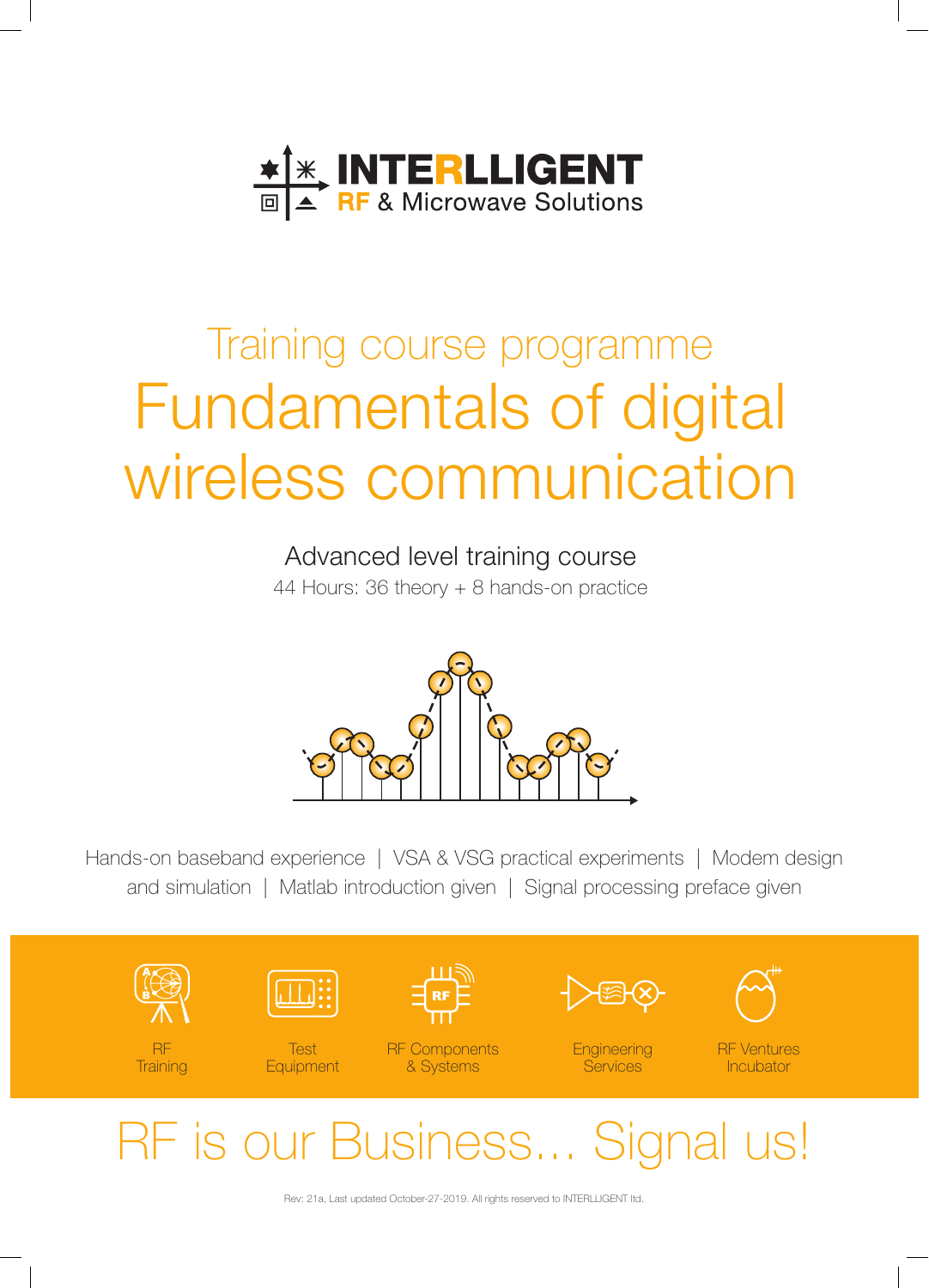**INTERLLIGENT**
RF & Microwave Solutions

## Training course programme

# Fundamentals of digital wireless communication

### Advanced level training course

44 Hours: 36 theory + 8 hands-on practice

Hands-on baseband experience | VSA & VSG practical experiments | Modem design and simulation | Matlab introduction given | Signal processing preface given

RF Training | Test Equipment | RF Components & Systems | Engineering Services | RF Ventures Incubator

## RF is our Business... Signal us!

Rev: 21a, Last updated October-27-2019. All rights reserved to INTERLLIGENT ltd.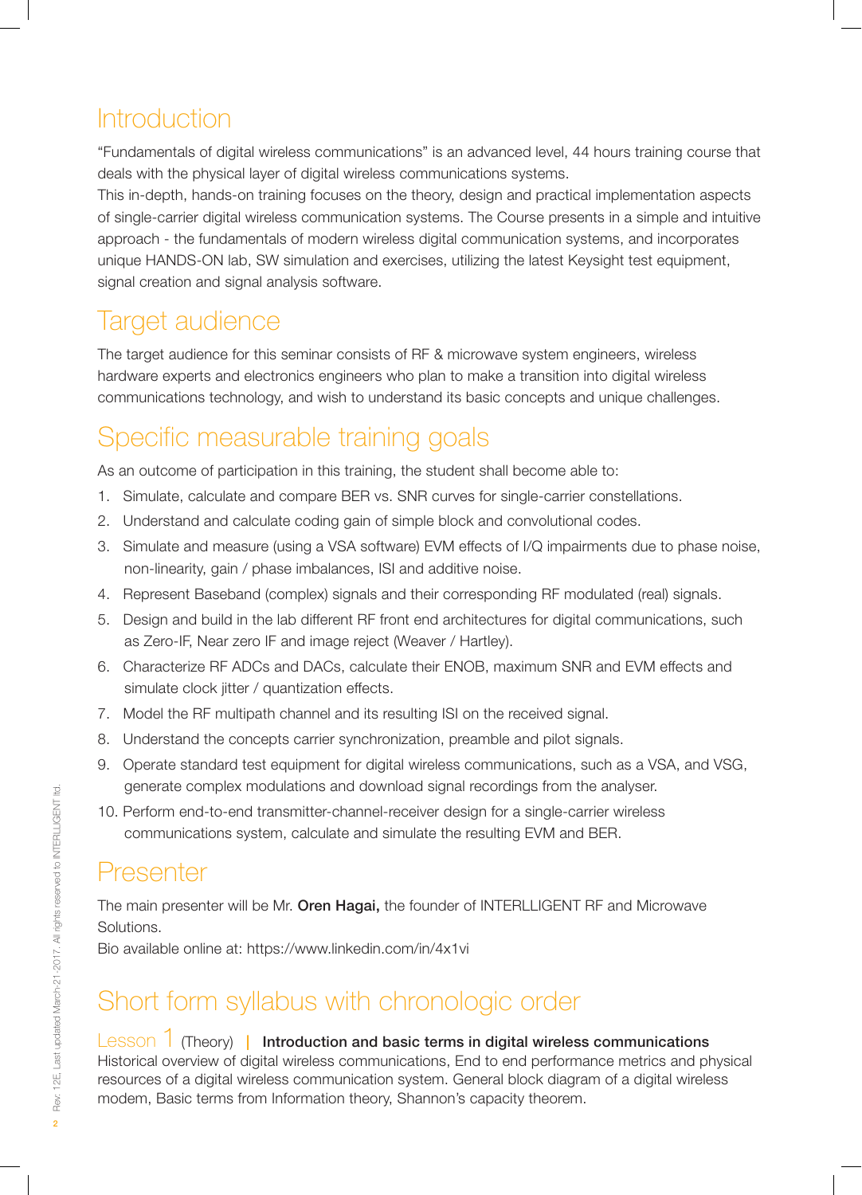## Introduction

“Fundamentals of digital wireless communications” is an advanced level, 44 hours training course that deals with the physical layer of digital wireless communications systems.

This in-depth, hands-on training focuses on the theory, design and practical implementation aspects of single-carrier digital wireless communication systems. The Course presents in a simple and intuitive approach - the fundamentals of modern wireless digital communication systems, and incorporates unique HANDS-ON lab, SW simulation and exercises, utilizing the latest Keysight test equipment, signal creation and signal analysis software.

## Target audience

The target audience for this seminar consists of RF & microwave system engineers, wireless hardware experts and electronics engineers who plan to make a transition into digital wireless communications technology, and wish to understand its basic concepts and unique challenges.

## Specific measurable training goals

As an outcome of participation in this training, the student shall become able to:

1. Simulate, calculate and compare BER vs. SNR curves for single-carrier constellations.
2. Understand and calculate coding gain of simple block and convolutional codes.
3. Simulate and measure (using a VSA software) EVM effects of I/Q impairments due to phase noise, non-linearity, gain / phase imbalances, ISI and additive noise.
4. Represent Baseband (complex) signals and their corresponding RF modulated (real) signals.
5. Design and build in the lab different RF front end architectures for digital communications, such as Zero-IF, Near zero IF and image reject (Weaver / Hartley).
6. Characterize RF ADCs and DACs, calculate their ENOB, maximum SNR and EVM effects and simulate clock jitter / quantization effects.
7. Model the RF multipath channel and its resulting ISI on the received signal.
8. Understand the concepts carrier synchronization, preamble and pilot signals.
9. Operate standard test equipment for digital wireless communications, such as a VSA, and VSG, generate complex modulations and download signal recordings from the analyser.
10. Perform end-to-end transmitter-channel-receiver design for a single-carrier wireless communications system, calculate and simulate the resulting EVM and BER.

## Presenter

The main presenter will be Mr. **Oren Hagai,** the founder of INTERLLIGENT RF and Microwave Solutions.

Bio available online at: https://www.linkedin.com/in/4x1vi

## Short form syllabus with chronologic order

### Lesson 1 (Theory) | **Introduction and basic terms in digital wireless communications**

Historical overview of digital wireless communications, End to end performance metrics and physical resources of a digital wireless communication system. General block diagram of a digital wireless modem, Basic terms from Information theory, Shannon’s capacity theorem.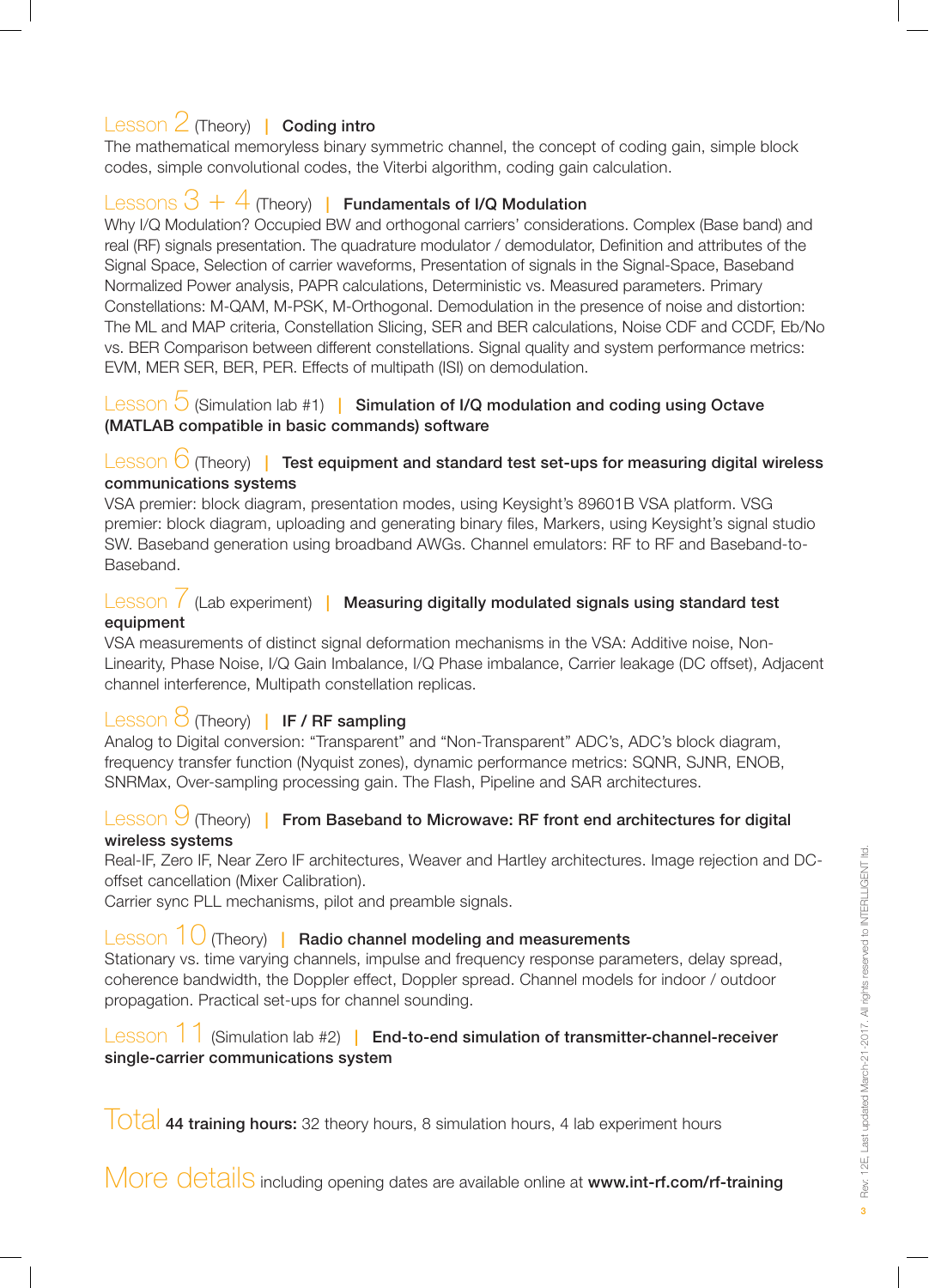### Lesson 2 (Theory) | **Coding intro**

The mathematical memoryless binary symmetric channel, the concept of coding gain, simple block codes, simple convolutional codes, the Viterbi algorithm, coding gain calculation.

### Lessons 3 + 4 (Theory) | **Fundamentals of I/Q Modulation**

Why I/Q Modulation? Occupied BW and orthogonal carriers' considerations. Complex (Base band) and real (RF) signals presentation. The quadrature modulator / demodulator, Definition and attributes of the Signal Space, Selection of carrier waveforms, Presentation of signals in the Signal-Space, Baseband Normalized Power analysis, PAPR calculations, Deterministic vs. Measured parameters. Primary Constellations: M-QAM, M-PSK, M-Orthogonal. Demodulation in the presence of noise and distortion: The ML and MAP criteria, Constellation Slicing, SER and BER calculations, Noise CDF and CCDF, Eb/No vs. BER Comparison between different constellations. Signal quality and system performance metrics: EVM, MER SER, BER, PER. Effects of multipath (ISI) on demodulation.

### Lesson 5 (Simulation lab #1) | **Simulation of I/Q modulation and coding using Octave (MATLAB compatible in basic commands) software**

### Lesson 6 (Theory) | **Test equipment and standard test set-ups for measuring digital wireless communications systems**

VSA premier: block diagram, presentation modes, using Keysight's 89601B VSA platform. VSG premier: block diagram, uploading and generating binary files, Markers, using Keysight's signal studio SW. Baseband generation using broadband AWGs. Channel emulators: RF to RF and Baseband-to-Baseband.

### Lesson 7 (Lab experiment) | **Measuring digitally modulated signals using standard test equipment**

VSA measurements of distinct signal deformation mechanisms in the VSA: Additive noise, Non-Linearity, Phase Noise, I/Q Gain Imbalance, I/Q Phase imbalance, Carrier leakage (DC offset), Adjacent channel interference, Multipath constellation replicas.

### Lesson 8 (Theory) | **IF / RF sampling**

Analog to Digital conversion: "Transparent" and "Non-Transparent" ADC's, ADC's block diagram, frequency transfer function (Nyquist zones), dynamic performance metrics: SQNR, SJNR, ENOB, SNRMax, Over-sampling processing gain. The Flash, Pipeline and SAR architectures.

### Lesson 9 (Theory) | **From Baseband to Microwave: RF front end architectures for digital wireless systems**

Real-IF, Zero IF, Near Zero IF architectures, Weaver and Hartley architectures. Image rejection and DC-offset cancellation (Mixer Calibration).
Carrier sync PLL mechanisms, pilot and preamble signals.

### Lesson 10 (Theory) | **Radio channel modeling and measurements**

Stationary vs. time varying channels, impulse and frequency response parameters, delay spread, coherence bandwidth, the Doppler effect, Doppler spread. Channel models for indoor / outdoor propagation. Practical set-ups for channel sounding.

### Lesson 11 (Simulation lab #2) | **End-to-end simulation of transmitter-channel-receiver single-carrier communications system**

Total **44 training hours:** 32 theory hours, 8 simulation hours, 4 lab experiment hours

More details including opening dates are available online at **www.int-rf.com/rf-training**

Rev: 12E, Last updated March-21-2017. All rights reserved to INTERLLIGENT ltd.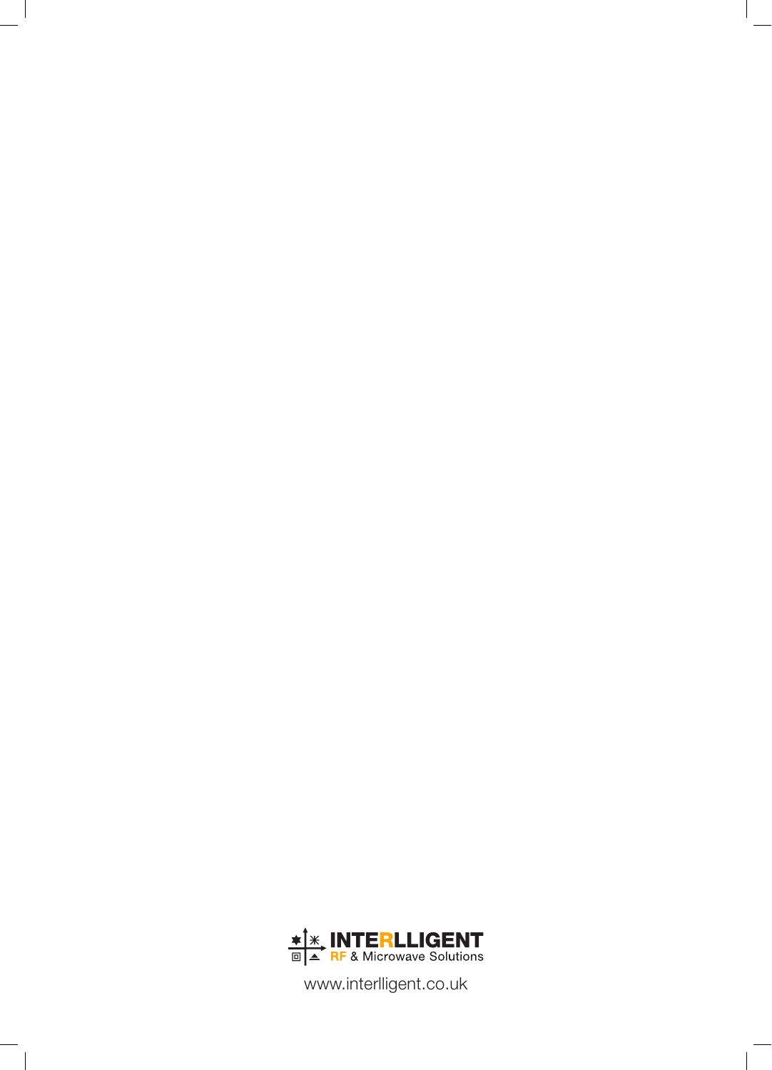**INTERLLIGENT**
RF & Microwave Solutions

www.interlligent.co.uk